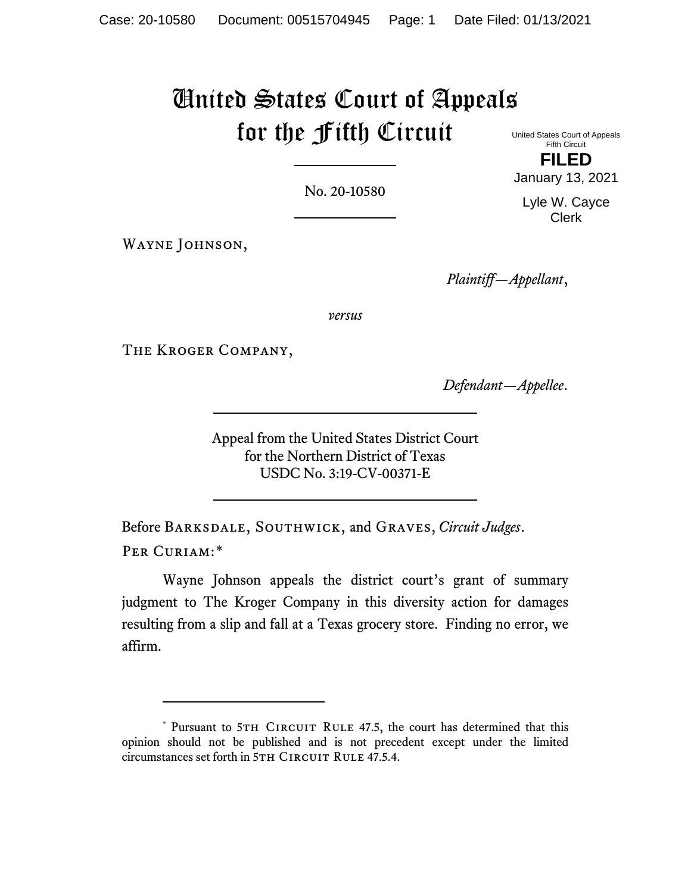# United States Court of Appeals for the Fifth Circuit

United States Court of Appeals
Fifth Circuit

**FILED**

January 13, 2021

Lyle W. Cayce
Clerk

No. 20-10580

Wayne Johnson,

*Plaintiff—Appellant*,

*versus*

The Kroger Company,

*Defendant—Appellee*.

Appeal from the United States District Court
for the Northern District of Texas
USDC No. 3:19-CV-00371-E

Before Barksdale, Southwick, and Graves, *Circuit Judges*.

Per Curiam:*

Wayne Johnson appeals the district court's grant of summary judgment to The Kroger Company in this diversity action for damages resulting from a slip and fall at a Texas grocery store. Finding no error, we affirm.

---

* Pursuant to 5th Circuit Rule 47.5, the court has determined that this opinion should not be published and is not precedent except under the limited circumstances set forth in 5th Circuit Rule 47.5.4.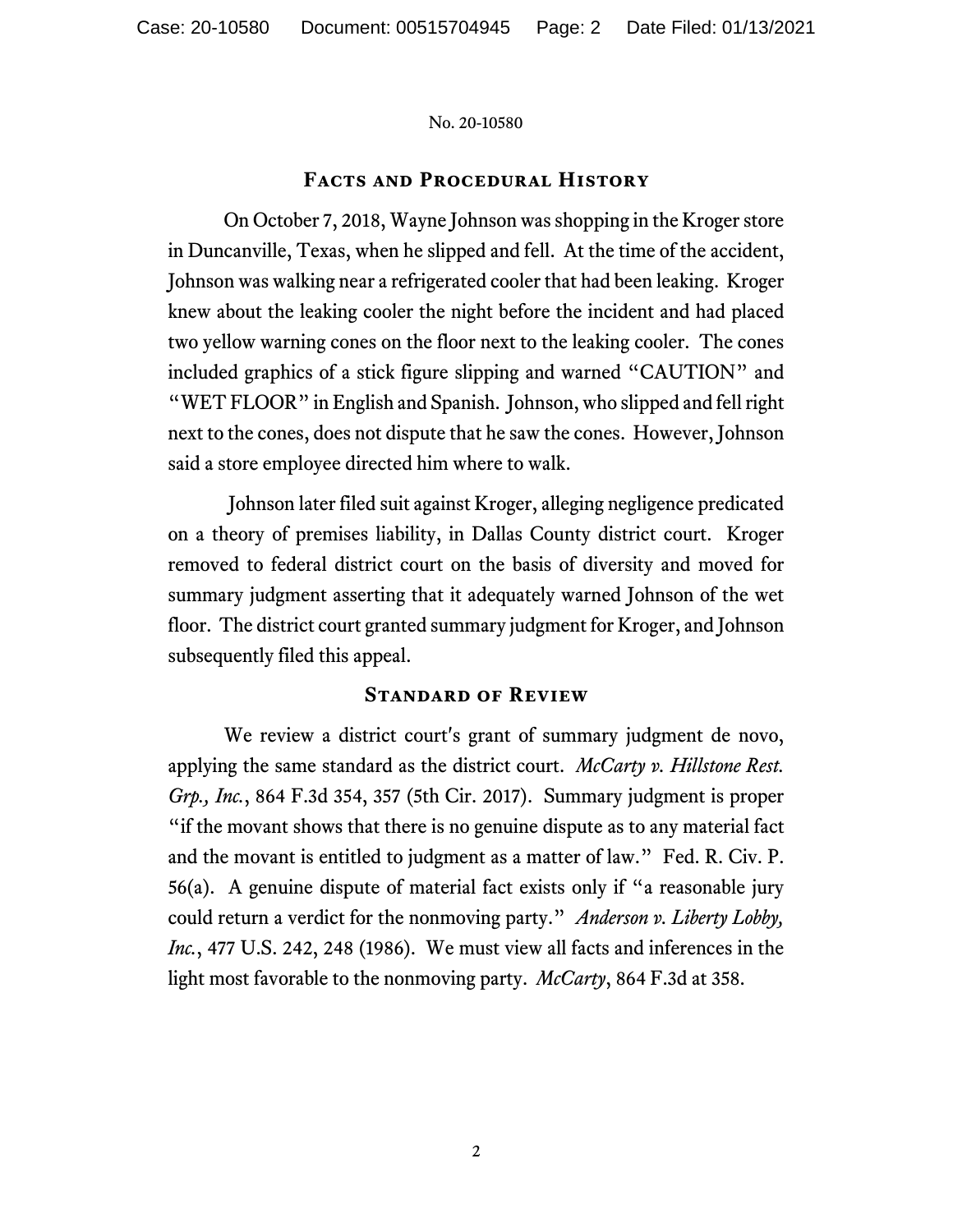## Facts and Procedural History

On October 7, 2018, Wayne Johnson was shopping in the Kroger store in Duncanville, Texas, when he slipped and fell. At the time of the accident, Johnson was walking near a refrigerated cooler that had been leaking. Kroger knew about the leaking cooler the night before the incident and had placed two yellow warning cones on the floor next to the leaking cooler. The cones included graphics of a stick figure slipping and warned "CAUTION" and "WET FLOOR" in English and Spanish. Johnson, who slipped and fell right next to the cones, does not dispute that he saw the cones. However, Johnson said a store employee directed him where to walk.

Johnson later filed suit against Kroger, alleging negligence predicated on a theory of premises liability, in Dallas County district court. Kroger removed to federal district court on the basis of diversity and moved for summary judgment asserting that it adequately warned Johnson of the wet floor. The district court granted summary judgment for Kroger, and Johnson subsequently filed this appeal.

## Standard of Review

We review a district court's grant of summary judgment de novo, applying the same standard as the district court. *McCarty v. Hillstone Rest. Grp., Inc.*, 864 F.3d 354, 357 (5th Cir. 2017). Summary judgment is proper "if the movant shows that there is no genuine dispute as to any material fact and the movant is entitled to judgment as a matter of law." Fed. R. Civ. P. 56(a). A genuine dispute of material fact exists only if "a reasonable jury could return a verdict for the nonmoving party." *Anderson v. Liberty Lobby, Inc.*, 477 U.S. 242, 248 (1986). We must view all facts and inferences in the light most favorable to the nonmoving party. *McCarty*, 864 F.3d at 358.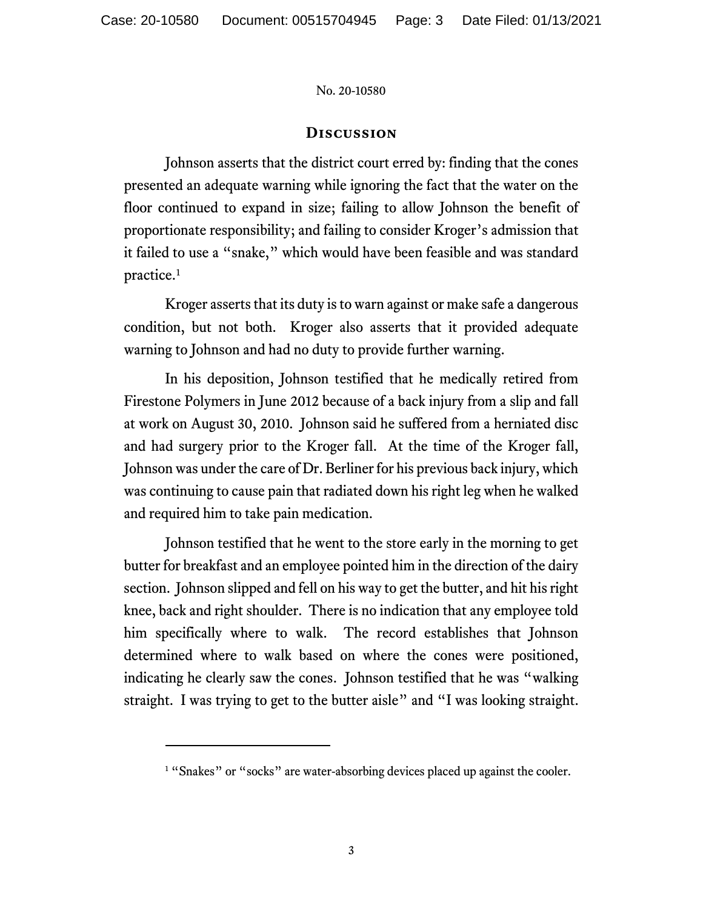## Discussion

Johnson asserts that the district court erred by: finding that the cones presented an adequate warning while ignoring the fact that the water on the floor continued to expand in size; failing to allow Johnson the benefit of proportionate responsibility; and failing to consider Kroger's admission that it failed to use a "snake," which would have been feasible and was standard practice.[1]

Kroger asserts that its duty is to warn against or make safe a dangerous condition, but not both. Kroger also asserts that it provided adequate warning to Johnson and had no duty to provide further warning.

In his deposition, Johnson testified that he medically retired from Firestone Polymers in June 2012 because of a back injury from a slip and fall at work on August 30, 2010. Johnson said he suffered from a herniated disc and had surgery prior to the Kroger fall. At the time of the Kroger fall, Johnson was under the care of Dr. Berliner for his previous back injury, which was continuing to cause pain that radiated down his right leg when he walked and required him to take pain medication.

Johnson testified that he went to the store early in the morning to get butter for breakfast and an employee pointed him in the direction of the dairy section. Johnson slipped and fell on his way to get the butter, and hit his right knee, back and right shoulder. There is no indication that any employee told him specifically where to walk. The record establishes that Johnson determined where to walk based on where the cones were positioned, indicating he clearly saw the cones. Johnson testified that he was "walking straight. I was trying to get to the butter aisle" and "I was looking straight.

---

[1] "Snakes" or "socks" are water-absorbing devices placed up against the cooler.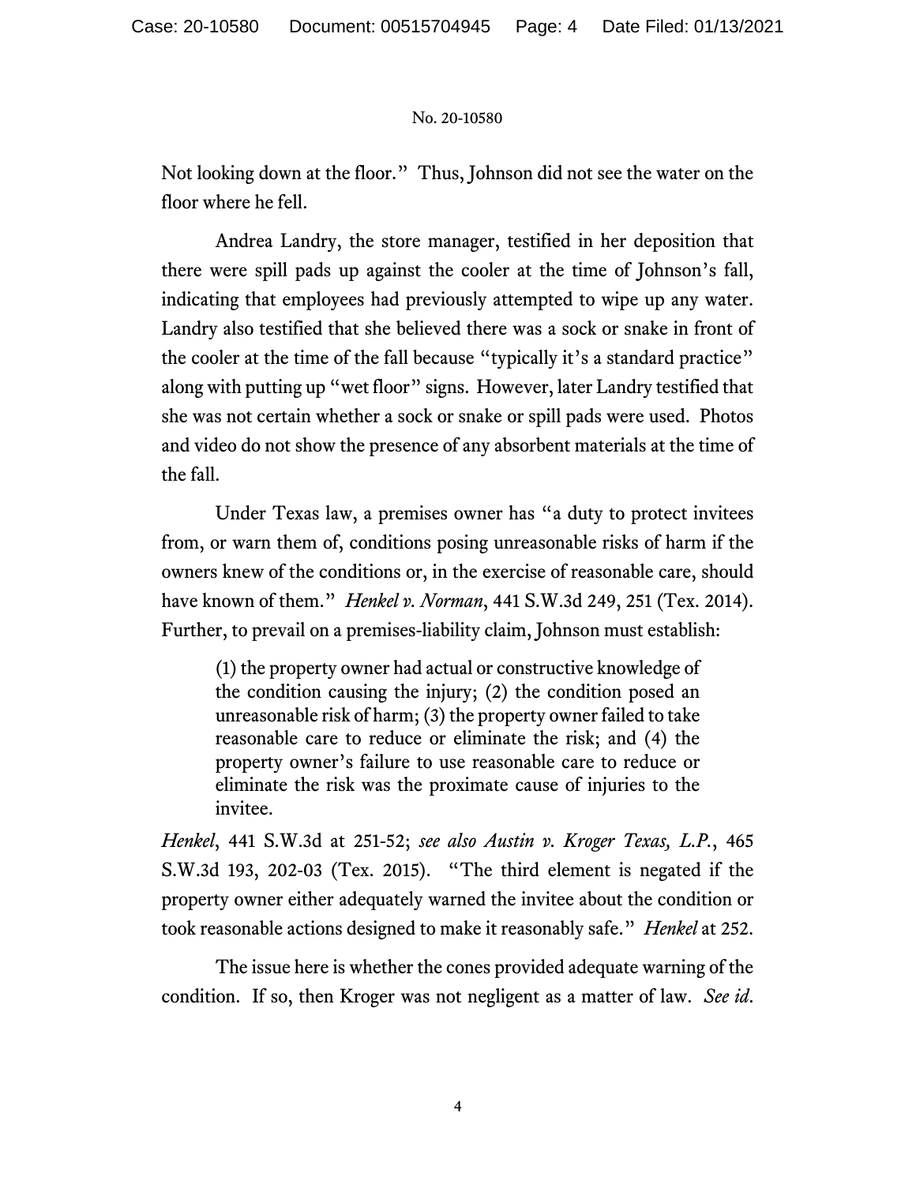Not looking down at the floor." Thus, Johnson did not see the water on the floor where he fell.

Andrea Landry, the store manager, testified in her deposition that there were spill pads up against the cooler at the time of Johnson's fall, indicating that employees had previously attempted to wipe up any water. Landry also testified that she believed there was a sock or snake in front of the cooler at the time of the fall because "typically it's a standard practice" along with putting up "wet floor" signs. However, later Landry testified that she was not certain whether a sock or snake or spill pads were used. Photos and video do not show the presence of any absorbent materials at the time of the fall.

Under Texas law, a premises owner has "a duty to protect invitees from, or warn them of, conditions posing unreasonable risks of harm if the owners knew of the conditions or, in the exercise of reasonable care, should have known of them." *Henkel v. Norman*, 441 S.W.3d 249, 251 (Tex. 2014). Further, to prevail on a premises-liability claim, Johnson must establish:

> (1) the property owner had actual or constructive knowledge of the condition causing the injury; (2) the condition posed an unreasonable risk of harm; (3) the property owner failed to take reasonable care to reduce or eliminate the risk; and (4) the property owner's failure to use reasonable care to reduce or eliminate the risk was the proximate cause of injuries to the invitee.

*Henkel*, 441 S.W.3d at 251-52; *see also Austin v. Kroger Texas, L.P.*, 465 S.W.3d 193, 202-03 (Tex. 2015). "The third element is negated if the property owner either adequately warned the invitee about the condition or took reasonable actions designed to make it reasonably safe." *Henkel* at 252.

The issue here is whether the cones provided adequate warning of the condition. If so, then Kroger was not negligent as a matter of law. *See id*.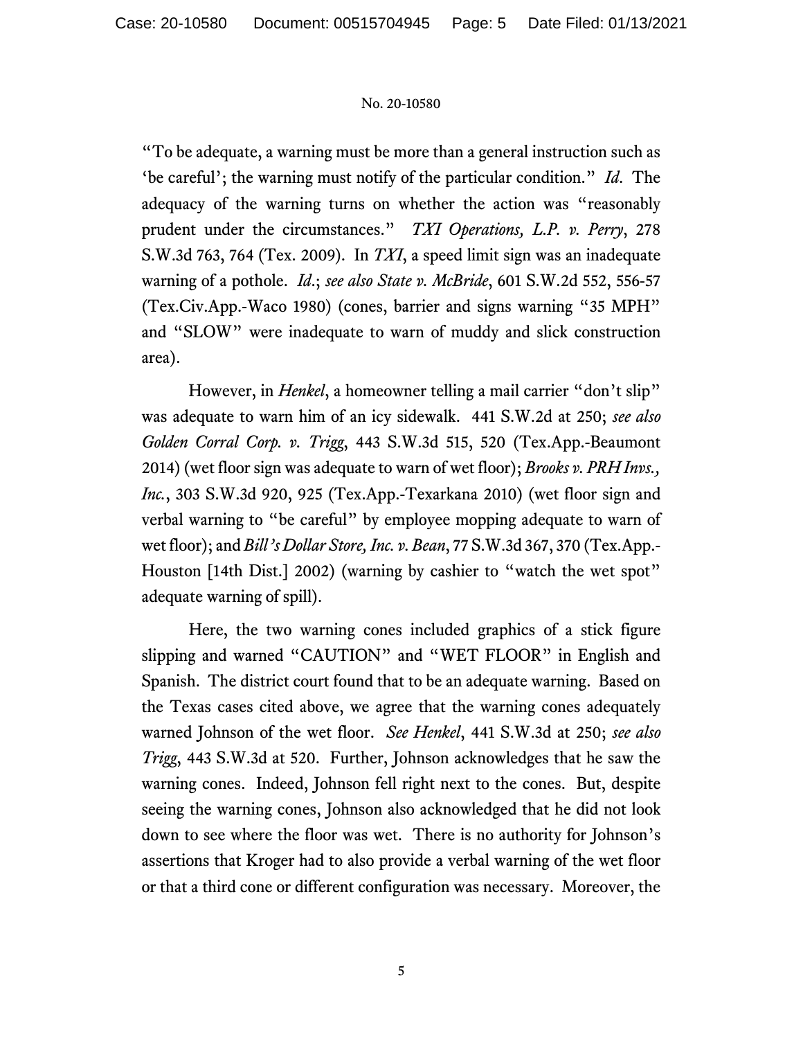"To be adequate, a warning must be more than a general instruction such as 'be careful'; the warning must notify of the particular condition." *Id.* The adequacy of the warning turns on whether the action was "reasonably prudent under the circumstances." *TXI Operations, L.P. v. Perry*, 278 S.W.3d 763, 764 (Tex. 2009). In *TXI*, a speed limit sign was an inadequate warning of a pothole. *Id.*; *see also State v. McBride*, 601 S.W.2d 552, 556-57 (Tex.Civ.App.-Waco 1980) (cones, barrier and signs warning "35 MPH" and "SLOW" were inadequate to warn of muddy and slick construction area).

However, in *Henkel*, a homeowner telling a mail carrier "don't slip" was adequate to warn him of an icy sidewalk. 441 S.W.2d at 250; *see also Golden Corral Corp. v. Trigg*, 443 S.W.3d 515, 520 (Tex.App.-Beaumont 2014) (wet floor sign was adequate to warn of wet floor); *Brooks v. PRH Invs., Inc.*, 303 S.W.3d 920, 925 (Tex.App.-Texarkana 2010) (wet floor sign and verbal warning to "be careful" by employee mopping adequate to warn of wet floor); and *Bill's Dollar Store, Inc. v. Bean*, 77 S.W.3d 367, 370 (Tex.App.-Houston [14th Dist.] 2002) (warning by cashier to "watch the wet spot" adequate warning of spill).

Here, the two warning cones included graphics of a stick figure slipping and warned "CAUTION" and "WET FLOOR" in English and Spanish. The district court found that to be an adequate warning. Based on the Texas cases cited above, we agree that the warning cones adequately warned Johnson of the wet floor. *See Henkel*, 441 S.W.3d at 250; *see also Trigg*, 443 S.W.3d at 520. Further, Johnson acknowledges that he saw the warning cones. Indeed, Johnson fell right next to the cones. But, despite seeing the warning cones, Johnson also acknowledged that he did not look down to see where the floor was wet. There is no authority for Johnson's assertions that Kroger had to also provide a verbal warning of the wet floor or that a third cone or different configuration was necessary. Moreover, the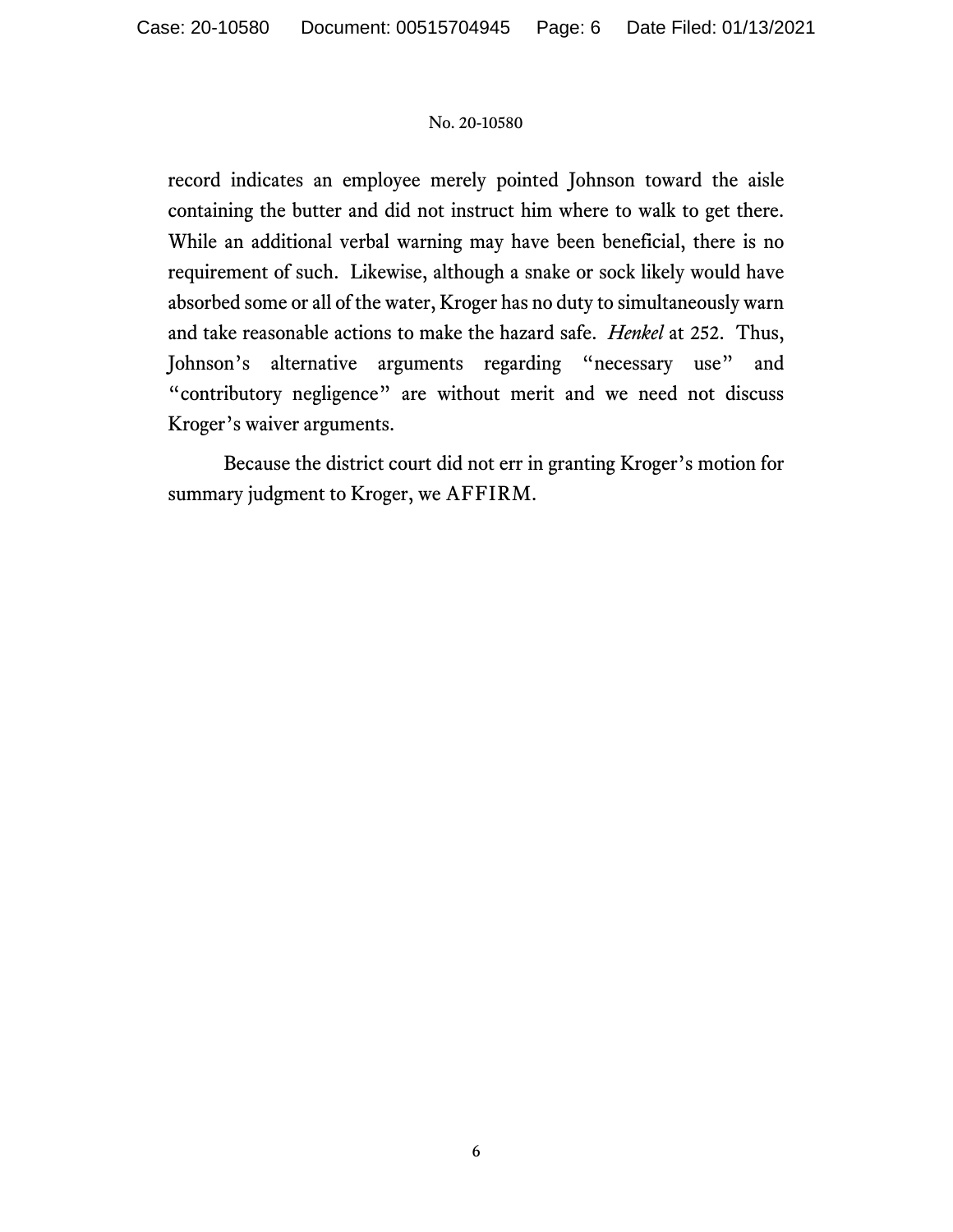record indicates an employee merely pointed Johnson toward the aisle containing the butter and did not instruct him where to walk to get there. While an additional verbal warning may have been beneficial, there is no requirement of such. Likewise, although a snake or sock likely would have absorbed some or all of the water, Kroger has no duty to simultaneously warn and take reasonable actions to make the hazard safe. *Henkel* at 252. Thus, Johnson's alternative arguments regarding "necessary use" and "contributory negligence" are without merit and we need not discuss Kroger's waiver arguments.

Because the district court did not err in granting Kroger's motion for summary judgment to Kroger, we AFFIRM.